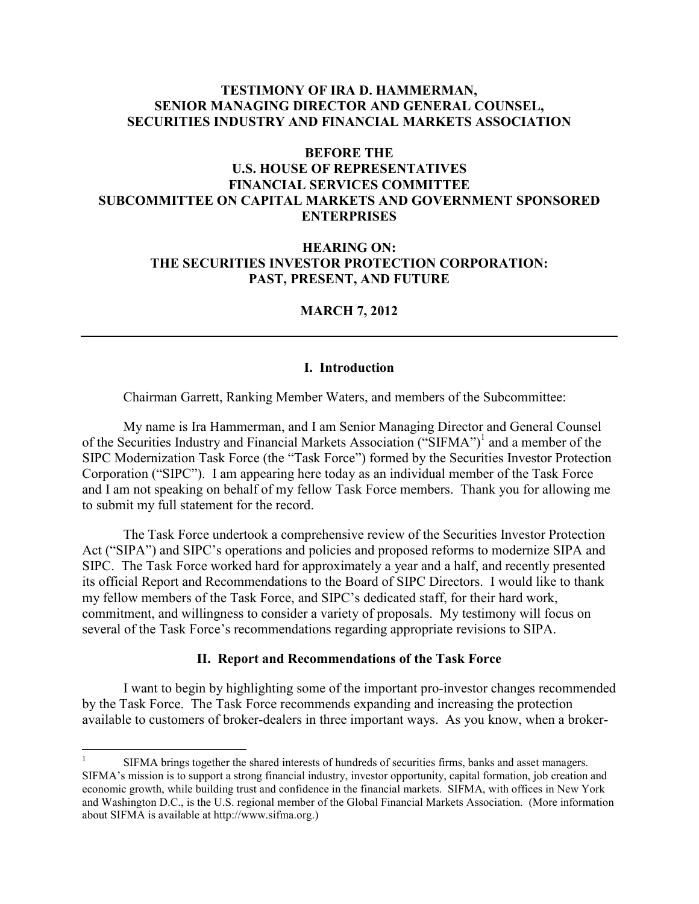**TESTIMONY OF IRA D. HAMMERMAN,**
**SENIOR MANAGING DIRECTOR AND GENERAL COUNSEL,**
**SECURITIES INDUSTRY AND FINANCIAL MARKETS ASSOCIATION**

**BEFORE THE**
**U.S. HOUSE OF REPRESENTATIVES**
**FINANCIAL SERVICES COMMITTEE**
**SUBCOMMITTEE ON CAPITAL MARKETS AND GOVERNMENT SPONSORED ENTERPRISES**

**HEARING ON:**
**THE SECURITIES INVESTOR PROTECTION CORPORATION:**
**PAST, PRESENT, AND FUTURE**

**MARCH 7, 2012**

---

## I. Introduction

Chairman Garrett, Ranking Member Waters, and members of the Subcommittee:

My name is Ira Hammerman, and I am Senior Managing Director and General Counsel of the Securities Industry and Financial Markets Association ("SIFMA")[1] and a member of the SIPC Modernization Task Force (the "Task Force") formed by the Securities Investor Protection Corporation ("SIPC"). I am appearing here today as an individual member of the Task Force and I am not speaking on behalf of my fellow Task Force members. Thank you for allowing me to submit my full statement for the record.

The Task Force undertook a comprehensive review of the Securities Investor Protection Act ("SIPA") and SIPC's operations and policies and proposed reforms to modernize SIPA and SIPC. The Task Force worked hard for approximately a year and a half, and recently presented its official Report and Recommendations to the Board of SIPC Directors. I would like to thank my fellow members of the Task Force, and SIPC's dedicated staff, for their hard work, commitment, and willingness to consider a variety of proposals. My testimony will focus on several of the Task Force's recommendations regarding appropriate revisions to SIPA.

## II. Report and Recommendations of the Task Force

I want to begin by highlighting some of the important pro-investor changes recommended by the Task Force. The Task Force recommends expanding and increasing the protection available to customers of broker-dealers in three important ways. As you know, when a broker-

---

[1] SIFMA brings together the shared interests of hundreds of securities firms, banks and asset managers. SIFMA's mission is to support a strong financial industry, investor opportunity, capital formation, job creation and economic growth, while building trust and confidence in the financial markets. SIFMA, with offices in New York and Washington D.C., is the U.S. regional member of the Global Financial Markets Association. (More information about SIFMA is available at http://www.sifma.org.)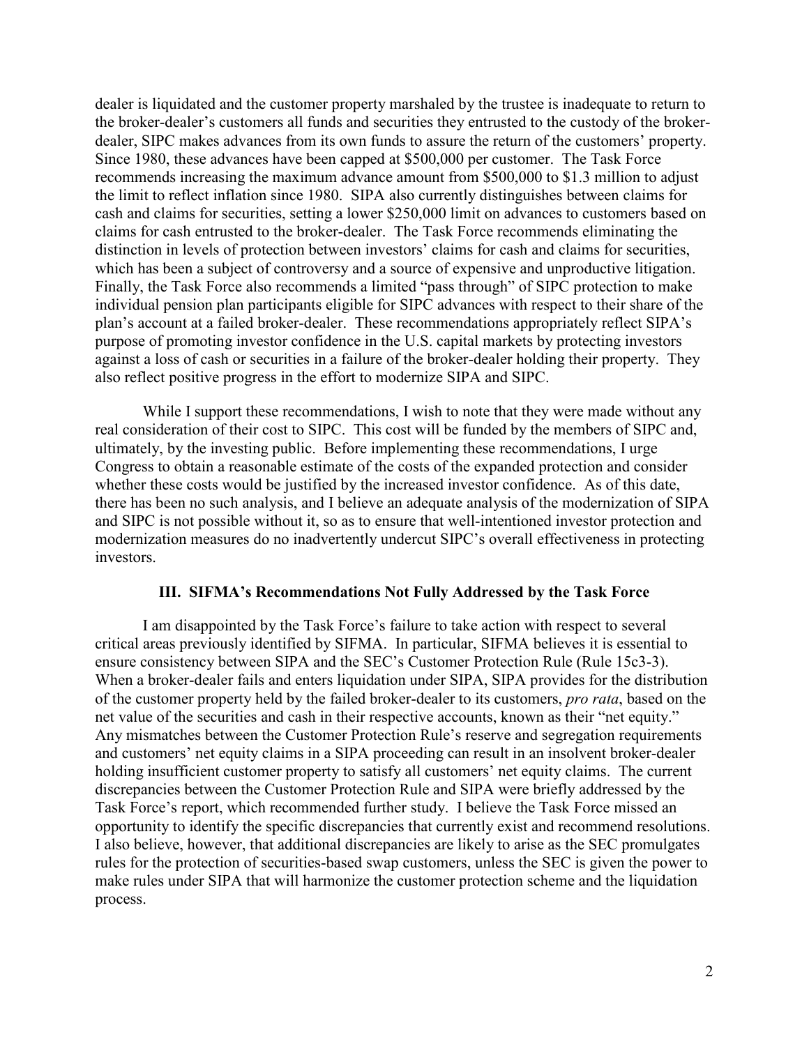dealer is liquidated and the customer property marshaled by the trustee is inadequate to return to the broker-dealer's customers all funds and securities they entrusted to the custody of the broker-dealer, SIPC makes advances from its own funds to assure the return of the customers' property. Since 1980, these advances have been capped at \$500,000 per customer. The Task Force recommends increasing the maximum advance amount from \$500,000 to \$1.3 million to adjust the limit to reflect inflation since 1980. SIPA also currently distinguishes between claims for cash and claims for securities, setting a lower \$250,000 limit on advances to customers based on claims for cash entrusted to the broker-dealer. The Task Force recommends eliminating the distinction in levels of protection between investors' claims for cash and claims for securities, which has been a subject of controversy and a source of expensive and unproductive litigation. Finally, the Task Force also recommends a limited "pass through" of SIPC protection to make individual pension plan participants eligible for SIPC advances with respect to their share of the plan's account at a failed broker-dealer. These recommendations appropriately reflect SIPA's purpose of promoting investor confidence in the U.S. capital markets by protecting investors against a loss of cash or securities in a failure of the broker-dealer holding their property. They also reflect positive progress in the effort to modernize SIPA and SIPC.

While I support these recommendations, I wish to note that they were made without any real consideration of their cost to SIPC. This cost will be funded by the members of SIPC and, ultimately, by the investing public. Before implementing these recommendations, I urge Congress to obtain a reasonable estimate of the costs of the expanded protection and consider whether these costs would be justified by the increased investor confidence. As of this date, there has been no such analysis, and I believe an adequate analysis of the modernization of SIPA and SIPC is not possible without it, so as to ensure that well-intentioned investor protection and modernization measures do no inadvertently undercut SIPC's overall effectiveness in protecting investors.

### III. SIFMA's Recommendations Not Fully Addressed by the Task Force

I am disappointed by the Task Force's failure to take action with respect to several critical areas previously identified by SIFMA. In particular, SIFMA believes it is essential to ensure consistency between SIPA and the SEC's Customer Protection Rule (Rule 15c3-3). When a broker-dealer fails and enters liquidation under SIPA, SIPA provides for the distribution of the customer property held by the failed broker-dealer to its customers, *pro rata*, based on the net value of the securities and cash in their respective accounts, known as their "net equity." Any mismatches between the Customer Protection Rule's reserve and segregation requirements and customers' net equity claims in a SIPA proceeding can result in an insolvent broker-dealer holding insufficient customer property to satisfy all customers' net equity claims. The current discrepancies between the Customer Protection Rule and SIPA were briefly addressed by the Task Force's report, which recommended further study. I believe the Task Force missed an opportunity to identify the specific discrepancies that currently exist and recommend resolutions. I also believe, however, that additional discrepancies are likely to arise as the SEC promulgates rules for the protection of securities-based swap customers, unless the SEC is given the power to make rules under SIPA that will harmonize the customer protection scheme and the liquidation process.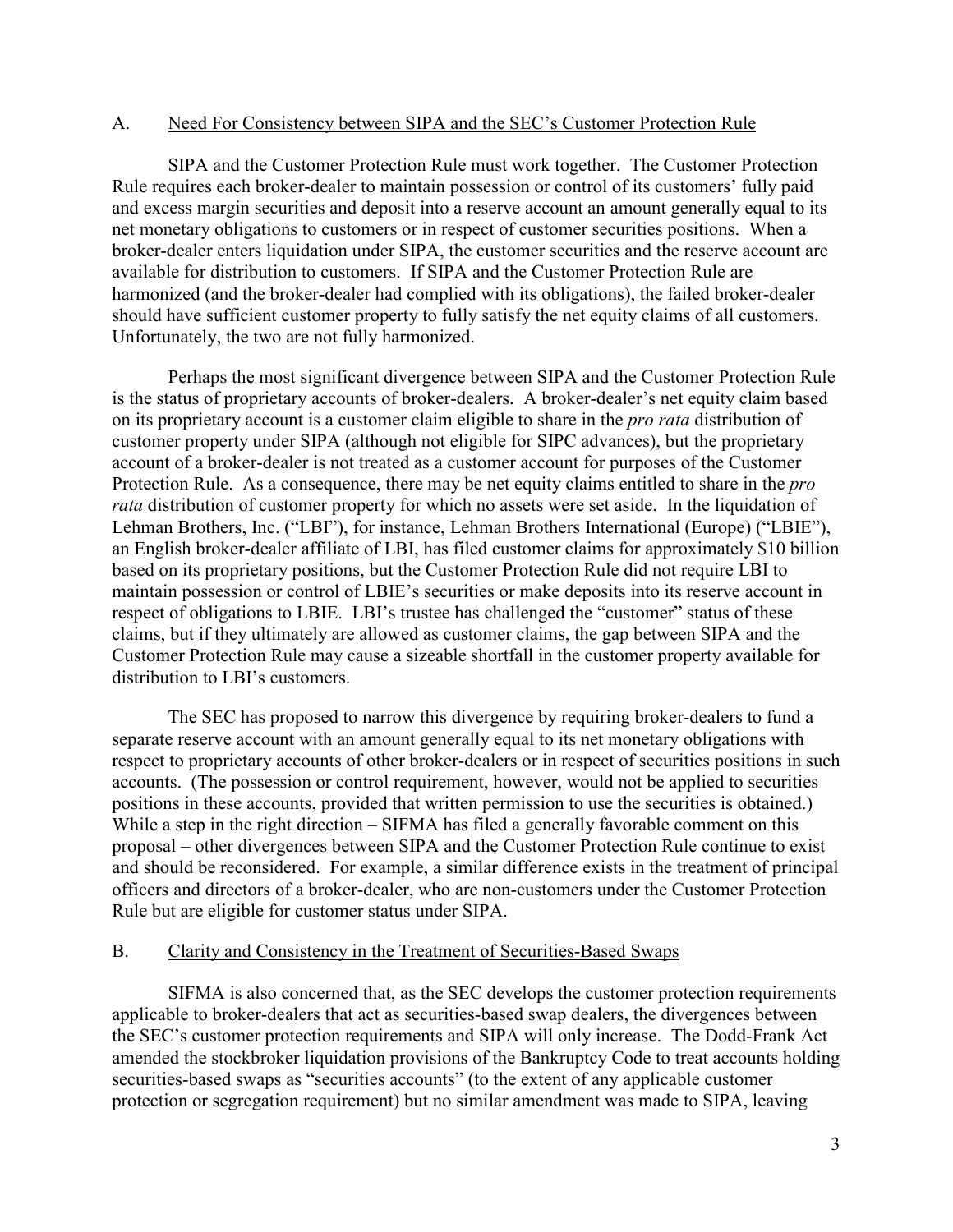## A. Need For Consistency between SIPA and the SEC's Customer Protection Rule

SIPA and the Customer Protection Rule must work together. The Customer Protection Rule requires each broker-dealer to maintain possession or control of its customers' fully paid and excess margin securities and deposit into a reserve account an amount generally equal to its net monetary obligations to customers or in respect of customer securities positions. When a broker-dealer enters liquidation under SIPA, the customer securities and the reserve account are available for distribution to customers. If SIPA and the Customer Protection Rule are harmonized (and the broker-dealer had complied with its obligations), the failed broker-dealer should have sufficient customer property to fully satisfy the net equity claims of all customers. Unfortunately, the two are not fully harmonized.

Perhaps the most significant divergence between SIPA and the Customer Protection Rule is the status of proprietary accounts of broker-dealers. A broker-dealer's net equity claim based on its proprietary account is a customer claim eligible to share in the *pro rata* distribution of customer property under SIPA (although not eligible for SIPC advances), but the proprietary account of a broker-dealer is not treated as a customer account for purposes of the Customer Protection Rule. As a consequence, there may be net equity claims entitled to share in the *pro rata* distribution of customer property for which no assets were set aside. In the liquidation of Lehman Brothers, Inc. ("LBI"), for instance, Lehman Brothers International (Europe) ("LBIE"), an English broker-dealer affiliate of LBI, has filed customer claims for approximately $10 billion based on its proprietary positions, but the Customer Protection Rule did not require LBI to maintain possession or control of LBIE's securities or make deposits into its reserve account in respect of obligations to LBIE. LBI's trustee has challenged the "customer" status of these claims, but if they ultimately are allowed as customer claims, the gap between SIPA and the Customer Protection Rule may cause a sizeable shortfall in the customer property available for distribution to LBI's customers.

The SEC has proposed to narrow this divergence by requiring broker-dealers to fund a separate reserve account with an amount generally equal to its net monetary obligations with respect to proprietary accounts of other broker-dealers or in respect of securities positions in such accounts. (The possession or control requirement, however, would not be applied to securities positions in these accounts, provided that written permission to use the securities is obtained.) While a step in the right direction – SIFMA has filed a generally favorable comment on this proposal – other divergences between SIPA and the Customer Protection Rule continue to exist and should be reconsidered. For example, a similar difference exists in the treatment of principal officers and directors of a broker-dealer, who are non-customers under the Customer Protection Rule but are eligible for customer status under SIPA.

## B. Clarity and Consistency in the Treatment of Securities-Based Swaps

SIFMA is also concerned that, as the SEC develops the customer protection requirements applicable to broker-dealers that act as securities-based swap dealers, the divergences between the SEC's customer protection requirements and SIPA will only increase. The Dodd-Frank Act amended the stockbroker liquidation provisions of the Bankruptcy Code to treat accounts holding securities-based swaps as "securities accounts" (to the extent of any applicable customer protection or segregation requirement) but no similar amendment was made to SIPA, leaving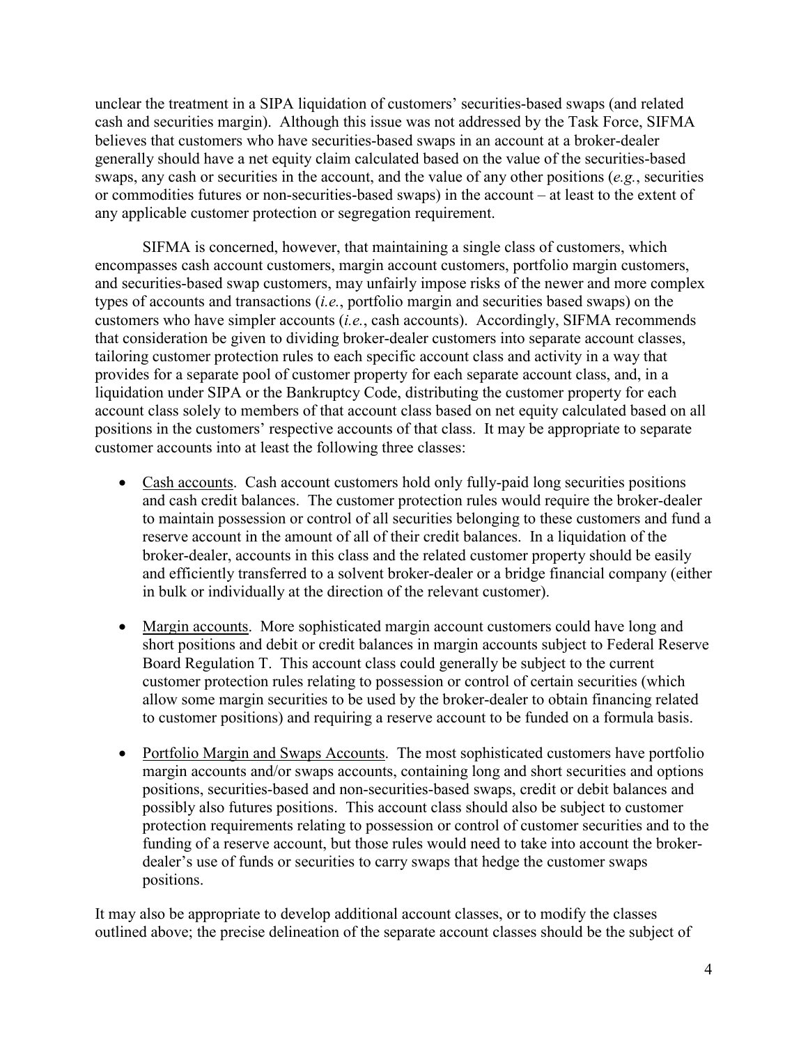unclear the treatment in a SIPA liquidation of customers' securities-based swaps (and related cash and securities margin). Although this issue was not addressed by the Task Force, SIFMA believes that customers who have securities-based swaps in an account at a broker-dealer generally should have a net equity claim calculated based on the value of the securities-based swaps, any cash or securities in the account, and the value of any other positions (*e.g.*, securities or commodities futures or non-securities-based swaps) in the account – at least to the extent of any applicable customer protection or segregation requirement.

SIFMA is concerned, however, that maintaining a single class of customers, which encompasses cash account customers, margin account customers, portfolio margin customers, and securities-based swap customers, may unfairly impose risks of the newer and more complex types of accounts and transactions (*i.e.*, portfolio margin and securities based swaps) on the customers who have simpler accounts (*i.e.*, cash accounts). Accordingly, SIFMA recommends that consideration be given to dividing broker-dealer customers into separate account classes, tailoring customer protection rules to each specific account class and activity in a way that provides for a separate pool of customer property for each separate account class, and, in a liquidation under SIPA or the Bankruptcy Code, distributing the customer property for each account class solely to members of that account class based on net equity calculated based on all positions in the customers' respective accounts of that class. It may be appropriate to separate customer accounts into at least the following three classes:

- <u>Cash accounts</u>. Cash account customers hold only fully-paid long securities positions and cash credit balances. The customer protection rules would require the broker-dealer to maintain possession or control of all securities belonging to these customers and fund a reserve account in the amount of all of their credit balances. In a liquidation of the broker-dealer, accounts in this class and the related customer property should be easily and efficiently transferred to a solvent broker-dealer or a bridge financial company (either in bulk or individually at the direction of the relevant customer).
- <u>Margin accounts</u>. More sophisticated margin account customers could have long and short positions and debit or credit balances in margin accounts subject to Federal Reserve Board Regulation T. This account class could generally be subject to the current customer protection rules relating to possession or control of certain securities (which allow some margin securities to be used by the broker-dealer to obtain financing related to customer positions) and requiring a reserve account to be funded on a formula basis.
- <u>Portfolio Margin and Swaps Accounts</u>. The most sophisticated customers have portfolio margin accounts and/or swaps accounts, containing long and short securities and options positions, securities-based and non-securities-based swaps, credit or debit balances and possibly also futures positions. This account class should also be subject to customer protection requirements relating to possession or control of customer securities and to the funding of a reserve account, but those rules would need to take into account the broker-dealer's use of funds or securities to carry swaps that hedge the customer swaps positions.

It may also be appropriate to develop additional account classes, or to modify the classes outlined above; the precise delineation of the separate account classes should be the subject of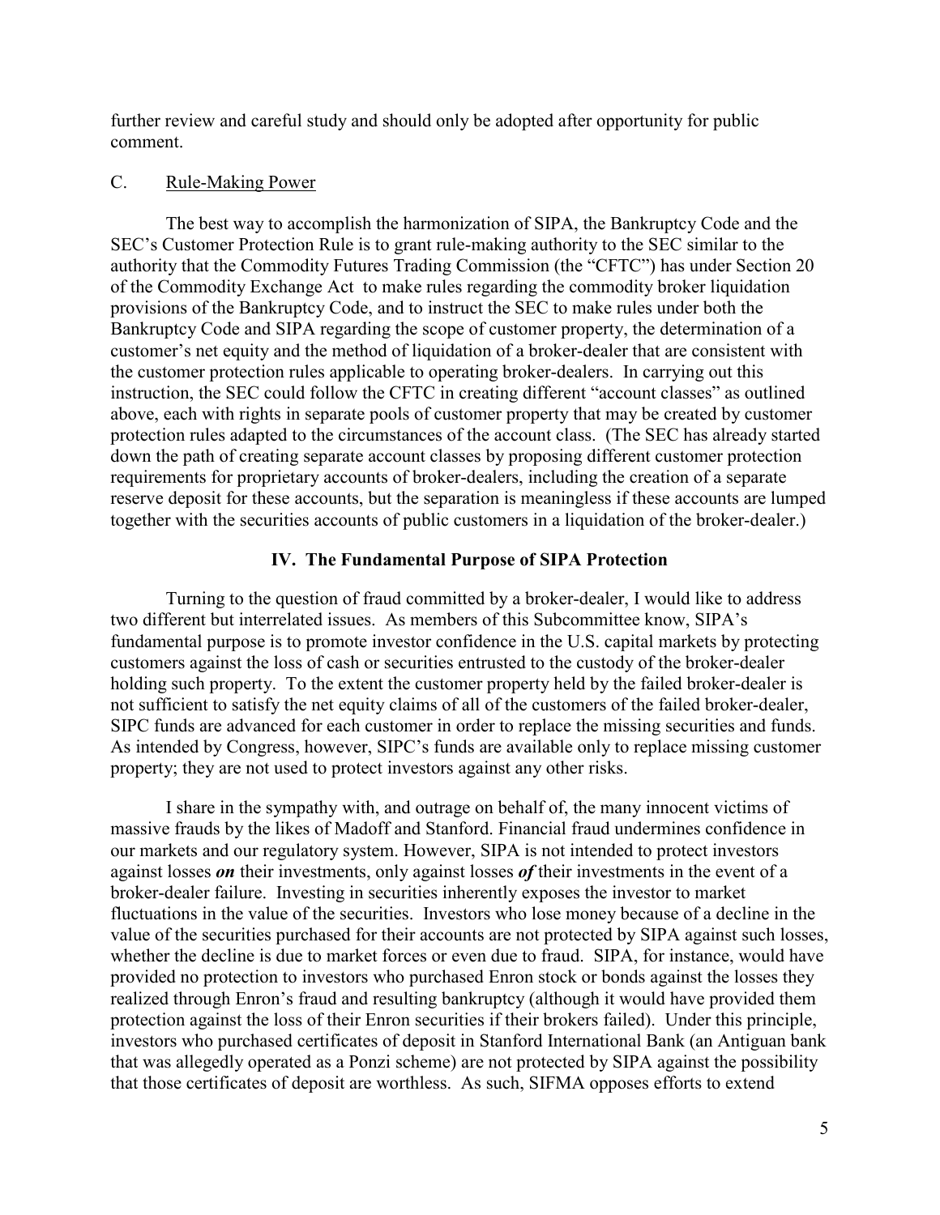further review and careful study and should only be adopted after opportunity for public comment.

### C. Rule-Making Power

The best way to accomplish the harmonization of SIPA, the Bankruptcy Code and the SEC's Customer Protection Rule is to grant rule-making authority to the SEC similar to the authority that the Commodity Futures Trading Commission (the "CFTC") has under Section 20 of the Commodity Exchange Act to make rules regarding the commodity broker liquidation provisions of the Bankruptcy Code, and to instruct the SEC to make rules under both the Bankruptcy Code and SIPA regarding the scope of customer property, the determination of a customer's net equity and the method of liquidation of a broker-dealer that are consistent with the customer protection rules applicable to operating broker-dealers. In carrying out this instruction, the SEC could follow the CFTC in creating different "account classes" as outlined above, each with rights in separate pools of customer property that may be created by customer protection rules adapted to the circumstances of the account class. (The SEC has already started down the path of creating separate account classes by proposing different customer protection requirements for proprietary accounts of broker-dealers, including the creation of a separate reserve deposit for these accounts, but the separation is meaningless if these accounts are lumped together with the securities accounts of public customers in a liquidation of the broker-dealer.)

## IV. The Fundamental Purpose of SIPA Protection

Turning to the question of fraud committed by a broker-dealer, I would like to address two different but interrelated issues. As members of this Subcommittee know, SIPA's fundamental purpose is to promote investor confidence in the U.S. capital markets by protecting customers against the loss of cash or securities entrusted to the custody of the broker-dealer holding such property. To the extent the customer property held by the failed broker-dealer is not sufficient to satisfy the net equity claims of all of the customers of the failed broker-dealer, SIPC funds are advanced for each customer in order to replace the missing securities and funds. As intended by Congress, however, SIPC's funds are available only to replace missing customer property; they are not used to protect investors against any other risks.

I share in the sympathy with, and outrage on behalf of, the many innocent victims of massive frauds by the likes of Madoff and Stanford. Financial fraud undermines confidence in our markets and our regulatory system. However, SIPA is not intended to protect investors against losses ***on*** their investments, only against losses ***of*** their investments in the event of a broker-dealer failure. Investing in securities inherently exposes the investor to market fluctuations in the value of the securities. Investors who lose money because of a decline in the value of the securities purchased for their accounts are not protected by SIPA against such losses, whether the decline is due to market forces or even due to fraud. SIPA, for instance, would have provided no protection to investors who purchased Enron stock or bonds against the losses they realized through Enron's fraud and resulting bankruptcy (although it would have provided them protection against the loss of their Enron securities if their brokers failed). Under this principle, investors who purchased certificates of deposit in Stanford International Bank (an Antiguan bank that was allegedly operated as a Ponzi scheme) are not protected by SIPA against the possibility that those certificates of deposit are worthless. As such, SIFMA opposes efforts to extend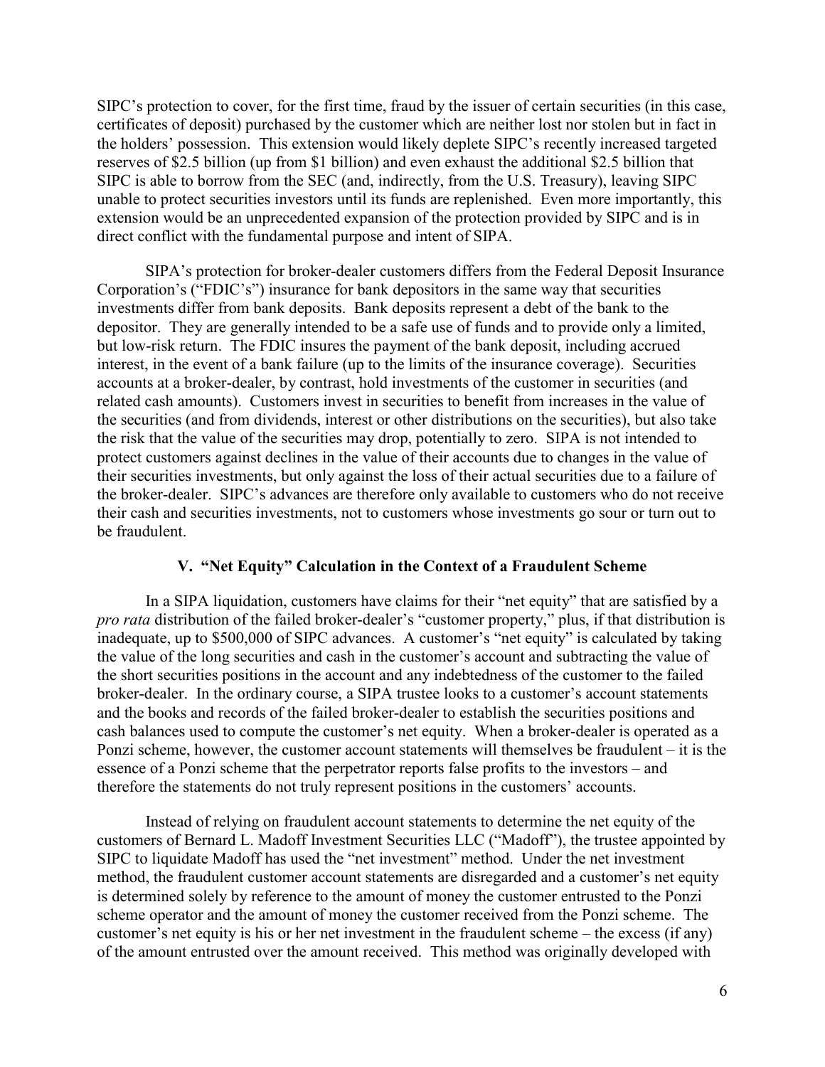SIPC's protection to cover, for the first time, fraud by the issuer of certain securities (in this case, certificates of deposit) purchased by the customer which are neither lost nor stolen but in fact in the holders' possession. This extension would likely deplete SIPC's recently increased targeted reserves of $2.5 billion (up from $1 billion) and even exhaust the additional $2.5 billion that SIPC is able to borrow from the SEC (and, indirectly, from the U.S. Treasury), leaving SIPC unable to protect securities investors until its funds are replenished. Even more importantly, this extension would be an unprecedented expansion of the protection provided by SIPC and is in direct conflict with the fundamental purpose and intent of SIPA.

SIPA's protection for broker-dealer customers differs from the Federal Deposit Insurance Corporation's ("FDIC's") insurance for bank depositors in the same way that securities investments differ from bank deposits. Bank deposits represent a debt of the bank to the depositor. They are generally intended to be a safe use of funds and to provide only a limited, but low-risk return. The FDIC insures the payment of the bank deposit, including accrued interest, in the event of a bank failure (up to the limits of the insurance coverage). Securities accounts at a broker-dealer, by contrast, hold investments of the customer in securities (and related cash amounts). Customers invest in securities to benefit from increases in the value of the securities (and from dividends, interest or other distributions on the securities), but also take the risk that the value of the securities may drop, potentially to zero. SIPA is not intended to protect customers against declines in the value of their accounts due to changes in the value of their securities investments, but only against the loss of their actual securities due to a failure of the broker-dealer. SIPC's advances are therefore only available to customers who do not receive their cash and securities investments, not to customers whose investments go sour or turn out to be fraudulent.

## V. "Net Equity" Calculation in the Context of a Fraudulent Scheme

In a SIPA liquidation, customers have claims for their "net equity" that are satisfied by a *pro rata* distribution of the failed broker-dealer's "customer property," plus, if that distribution is inadequate, up to $500,000 of SIPC advances. A customer's "net equity" is calculated by taking the value of the long securities and cash in the customer's account and subtracting the value of the short securities positions in the account and any indebtedness of the customer to the failed broker-dealer. In the ordinary course, a SIPA trustee looks to a customer's account statements and the books and records of the failed broker-dealer to establish the securities positions and cash balances used to compute the customer's net equity. When a broker-dealer is operated as a Ponzi scheme, however, the customer account statements will themselves be fraudulent – it is the essence of a Ponzi scheme that the perpetrator reports false profits to the investors – and therefore the statements do not truly represent positions in the customers' accounts.

Instead of relying on fraudulent account statements to determine the net equity of the customers of Bernard L. Madoff Investment Securities LLC ("Madoff"), the trustee appointed by SIPC to liquidate Madoff has used the "net investment" method. Under the net investment method, the fraudulent customer account statements are disregarded and a customer's net equity is determined solely by reference to the amount of money the customer entrusted to the Ponzi scheme operator and the amount of money the customer received from the Ponzi scheme. The customer's net equity is his or her net investment in the fraudulent scheme – the excess (if any) of the amount entrusted over the amount received. This method was originally developed with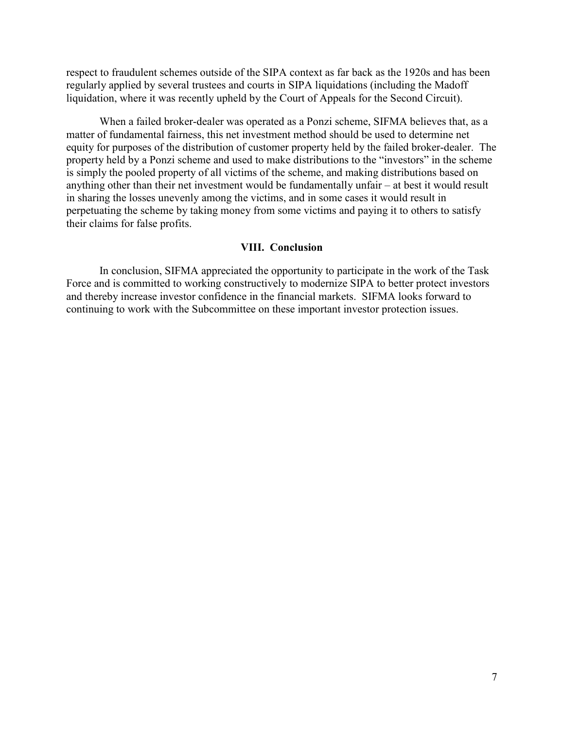respect to fraudulent schemes outside of the SIPA context as far back as the 1920s and has been regularly applied by several trustees and courts in SIPA liquidations (including the Madoff liquidation, where it was recently upheld by the Court of Appeals for the Second Circuit).

When a failed broker-dealer was operated as a Ponzi scheme, SIFMA believes that, as a matter of fundamental fairness, this net investment method should be used to determine net equity for purposes of the distribution of customer property held by the failed broker-dealer. The property held by a Ponzi scheme and used to make distributions to the "investors" in the scheme is simply the pooled property of all victims of the scheme, and making distributions based on anything other than their net investment would be fundamentally unfair – at best it would result in sharing the losses unevenly among the victims, and in some cases it would result in perpetuating the scheme by taking money from some victims and paying it to others to satisfy their claims for false profits.

## VIII. Conclusion

In conclusion, SIFMA appreciated the opportunity to participate in the work of the Task Force and is committed to working constructively to modernize SIPA to better protect investors and thereby increase investor confidence in the financial markets. SIFMA looks forward to continuing to work with the Subcommittee on these important investor protection issues.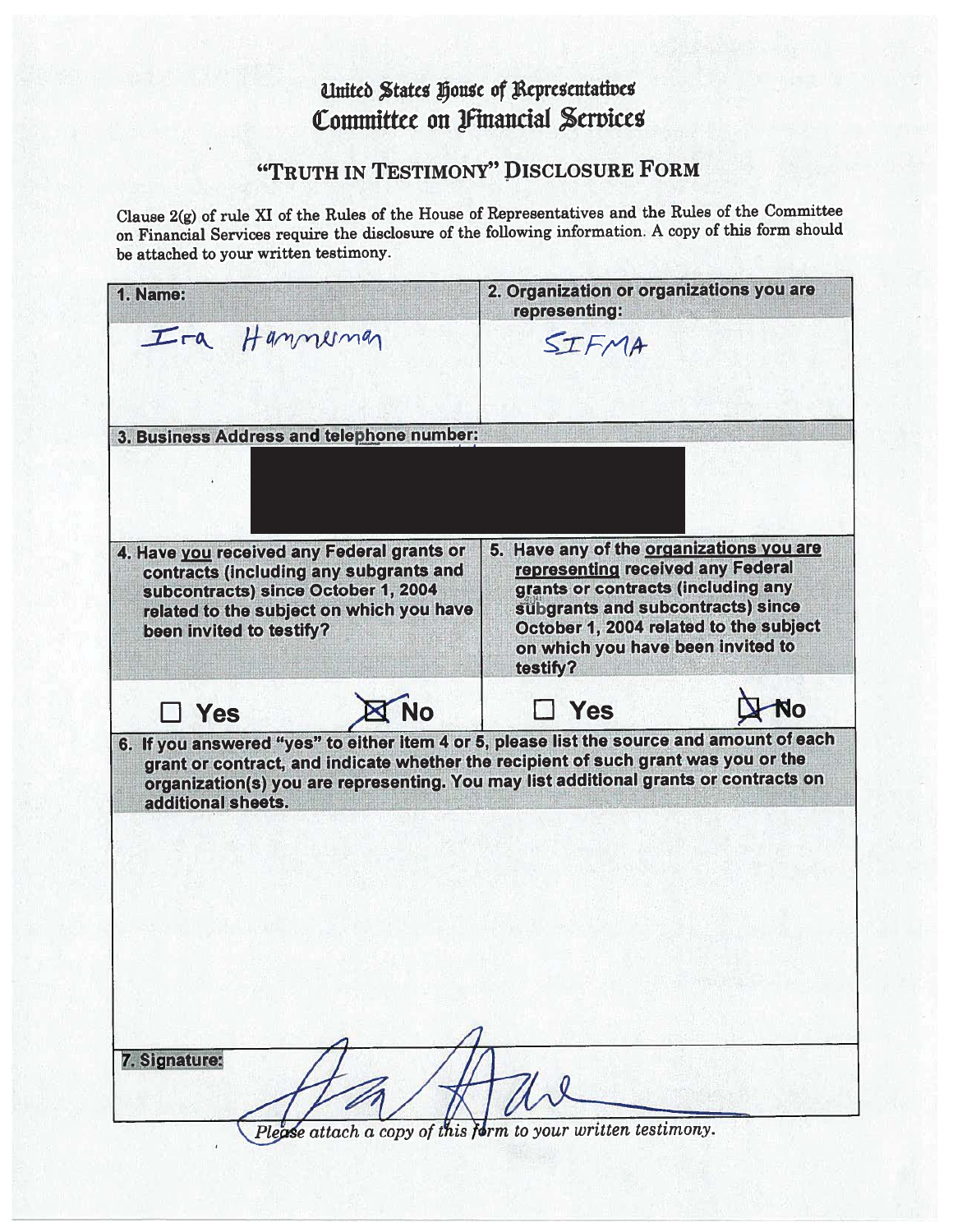# United States House of Representatives
# Committee on Financial Services

## "TRUTH IN TESTIMONY" DISCLOSURE FORM

Clause 2(g) of rule XI of the Rules of the House of Representatives and the Rules of the Committee on Financial Services require the disclosure of the following information. A copy of this form should be attached to your written testimony.

| | |
|---|---|
| **1. Name:** Ira Hammerman | **2. Organization or organizations you are representing:** SIFMA |
| **3. Business Address and telephone number:** [redacted] | |
| **4. Have you received any Federal grants or contracts (including any subgrants and subcontracts) since October 1, 2004 related to the subject on which you have been invited to testify?** | **5. Have any of the organizations you are representing received any Federal grants or contracts (including any subgrants and subcontracts) since October 1, 2004 related to the subject on which you have been invited to testify?** |
| ☐ Yes ☒ No | ☐ Yes ☒ No |
| **6. If you answered "yes" to either item 4 or 5, please list the source and amount of each grant or contract, and indicate whether the recipient of such grant was you or the organization(s) you are representing. You may list additional grants or contracts on additional sheets.** | |
| **7. Signature:** [signature] | |

*Please attach a copy of this form to your written testimony.*